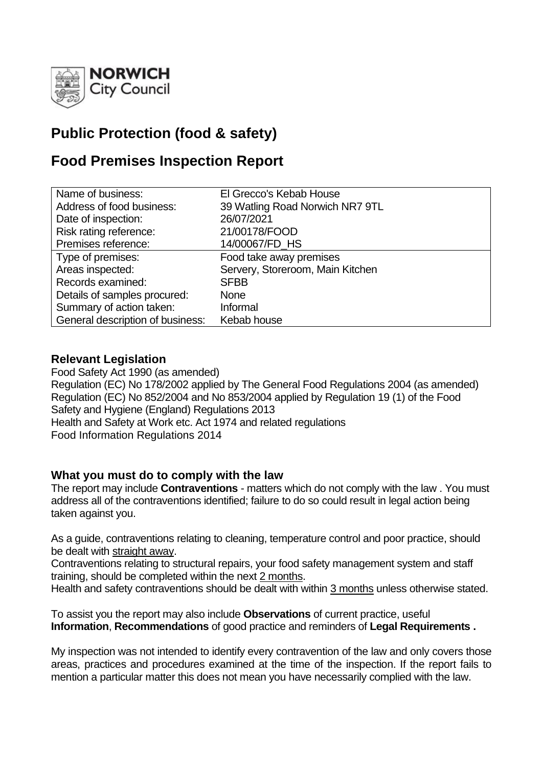NORWICH
City Council

# Public Protection (food & safety)

# Food Premises Inspection Report

| | |
|---|---|
| Name of business: | El Grecco's Kebab House |
| Address of food business: | 39 Watling Road Norwich NR7 9TL |
| Date of inspection: | 26/07/2021 |
| Risk rating reference: | 21/00178/FOOD |
| Premises reference: | 14/00067/FD_HS |
| Type of premises: | Food take away premises |
| Areas inspected: | Servery, Storeroom, Main Kitchen |
| Records examined: | SFBB |
| Details of samples procured: | None |
| Summary of action taken: | Informal |
| General description of business: | Kebab house |

### Relevant Legislation

Food Safety Act 1990 (as amended)
Regulation (EC) No 178/2002 applied by The General Food Regulations 2004 (as amended)
Regulation (EC) No 852/2004 and No 853/2004 applied by Regulation 19 (1) of the Food Safety and Hygiene (England) Regulations 2013
Health and Safety at Work etc. Act 1974 and related regulations
Food Information Regulations 2014

### What you must do to comply with the law

The report may include **Contraventions** - matters which do not comply with the law . You must address all of the contraventions identified; failure to do so could result in legal action being taken against you.

As a guide, contraventions relating to cleaning, temperature control and poor practice, should be dealt with straight away.
Contraventions relating to structural repairs, your food safety management system and staff training, should be completed within the next 2 months.
Health and safety contraventions should be dealt with within 3 months unless otherwise stated.

To assist you the report may also include **Observations** of current practice, useful **Information**, **Recommendations** of good practice and reminders of **Legal Requirements .**

My inspection was not intended to identify every contravention of the law and only covers those areas, practices and procedures examined at the time of the inspection. If the report fails to mention a particular matter this does not mean you have necessarily complied with the law.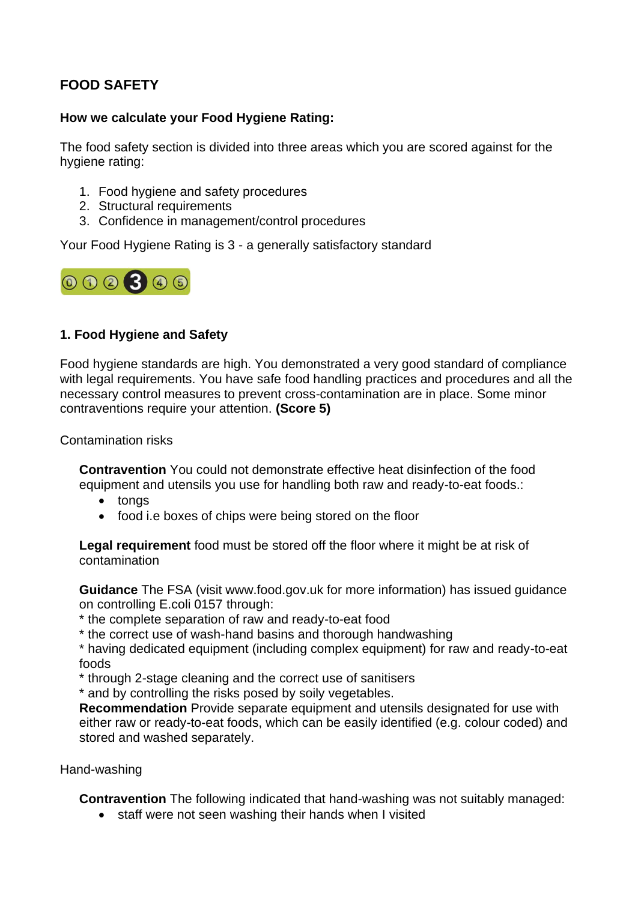## FOOD SAFETY

### How we calculate your Food Hygiene Rating:

The food safety section is divided into three areas which you are scored against for the hygiene rating:

1. Food hygiene and safety procedures
2. Structural requirements
3. Confidence in management/control procedures

Your Food Hygiene Rating is 3 - a generally satisfactory standard

### 1. Food Hygiene and Safety

Food hygiene standards are high. You demonstrated a very good standard of compliance with legal requirements. You have safe food handling practices and procedures and all the necessary control measures to prevent cross-contamination are in place. Some minor contraventions require your attention. **(Score 5)**

Contamination risks

**Contravention** You could not demonstrate effective heat disinfection of the food equipment and utensils you use for handling both raw and ready-to-eat foods.:

- tongs
- food i.e boxes of chips were being stored on the floor

**Legal requirement** food must be stored off the floor where it might be at risk of contamination

**Guidance** The FSA (visit www.food.gov.uk for more information) has issued guidance on controlling E.coli 0157 through:
* the complete separation of raw and ready-to-eat food
* the correct use of wash-hand basins and thorough handwashing
* having dedicated equipment (including complex equipment) for raw and ready-to-eat foods
* through 2-stage cleaning and the correct use of sanitisers
* and by controlling the risks posed by soily vegetables.

**Recommendation** Provide separate equipment and utensils designated for use with either raw or ready-to-eat foods, which can be easily identified (e.g. colour coded) and stored and washed separately.

Hand-washing

**Contravention** The following indicated that hand-washing was not suitably managed:

- staff were not seen washing their hands when I visited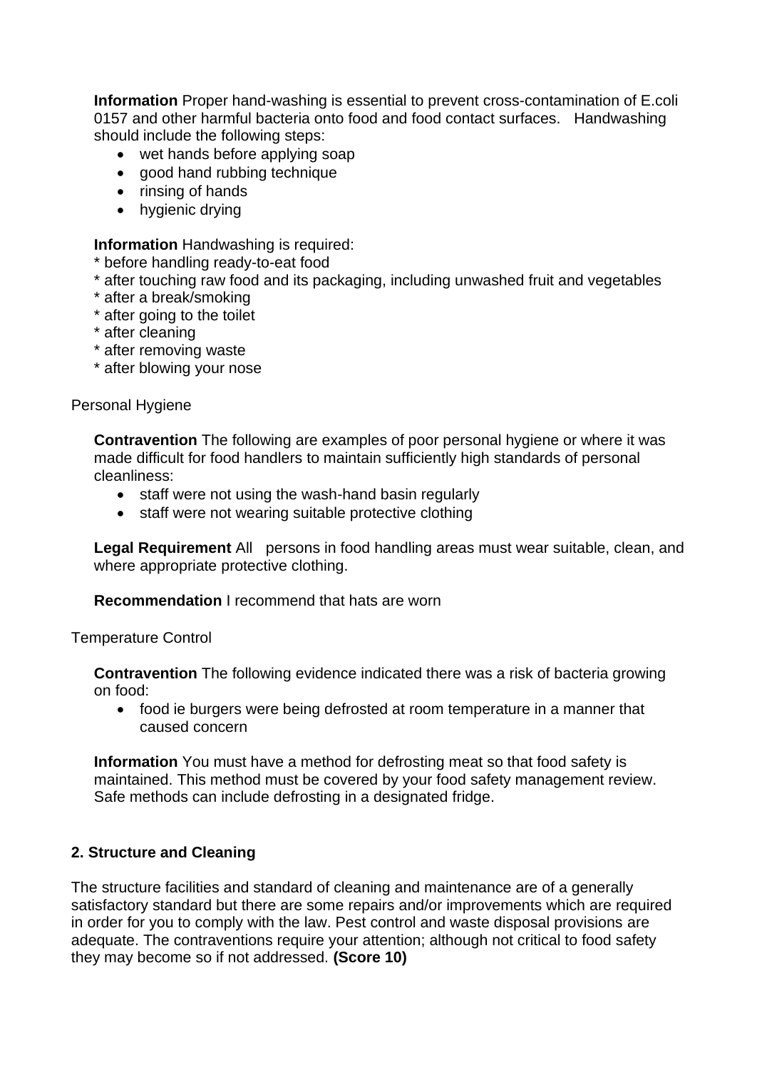**Information** Proper hand-washing is essential to prevent cross-contamination of E.coli 0157 and other harmful bacteria onto food and food contact surfaces. Handwashing should include the following steps:

- wet hands before applying soap
- good hand rubbing technique
- rinsing of hands
- hygienic drying

**Information** Handwashing is required:

* before handling ready-to-eat food
* after touching raw food and its packaging, including unwashed fruit and vegetables
* after a break/smoking
* after going to the toilet
* after cleaning
* after removing waste
* after blowing your nose

Personal Hygiene

**Contravention** The following are examples of poor personal hygiene or where it was made difficult for food handlers to maintain sufficiently high standards of personal cleanliness:

- staff were not using the wash-hand basin regularly
- staff were not wearing suitable protective clothing

**Legal Requirement** All persons in food handling areas must wear suitable, clean, and where appropriate protective clothing.

**Recommendation** I recommend that hats are worn

Temperature Control

**Contravention** The following evidence indicated there was a risk of bacteria growing on food:

- food ie burgers were being defrosted at room temperature in a manner that caused concern

**Information** You must have a method for defrosting meat so that food safety is maintained. This method must be covered by your food safety management review. Safe methods can include defrosting in a designated fridge.

## 2. Structure and Cleaning

The structure facilities and standard of cleaning and maintenance are of a generally satisfactory standard but there are some repairs and/or improvements which are required in order for you to comply with the law. Pest control and waste disposal provisions are adequate. The contraventions require your attention; although not critical to food safety they may become so if not addressed. **(Score 10)**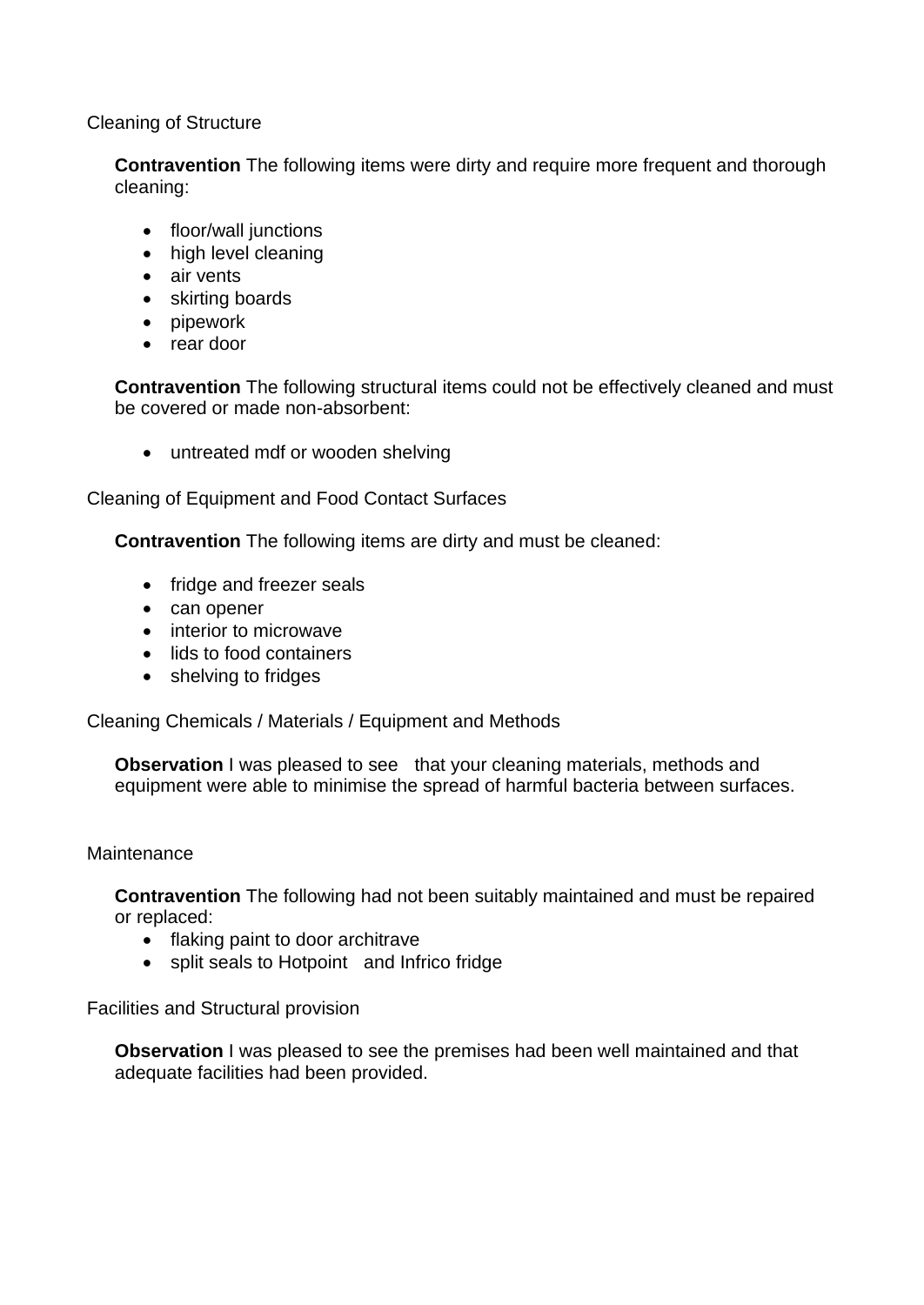Cleaning of Structure

**Contravention** The following items were dirty and require more frequent and thorough cleaning:

- floor/wall junctions
- high level cleaning
- air vents
- skirting boards
- pipework
- rear door

**Contravention** The following structural items could not be effectively cleaned and must be covered or made non-absorbent:

- untreated mdf or wooden shelving

Cleaning of Equipment and Food Contact Surfaces

**Contravention** The following items are dirty and must be cleaned:

- fridge and freezer seals
- can opener
- interior to microwave
- lids to food containers
- shelving to fridges

Cleaning Chemicals / Materials / Equipment and Methods

**Observation** I was pleased to see that your cleaning materials, methods and equipment were able to minimise the spread of harmful bacteria between surfaces.

Maintenance

**Contravention** The following had not been suitably maintained and must be repaired or replaced:

- flaking paint to door architrave
- split seals to Hotpoint and Infrico fridge

Facilities and Structural provision

**Observation** I was pleased to see the premises had been well maintained and that adequate facilities had been provided.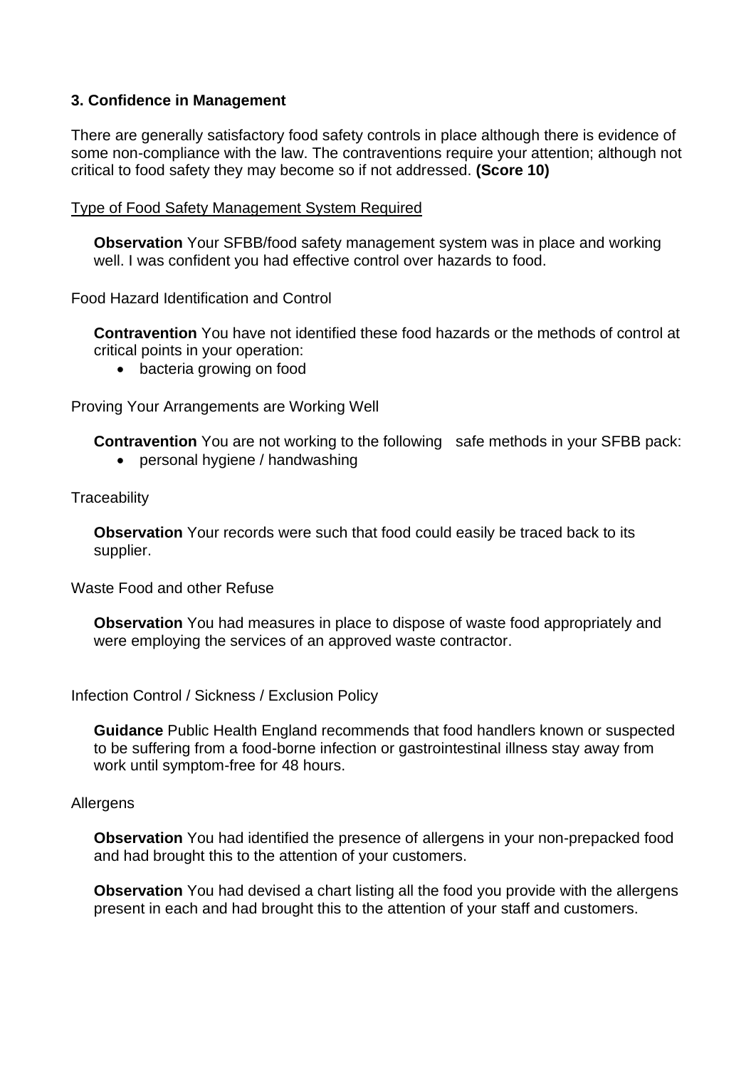### 3. Confidence in Management

There are generally satisfactory food safety controls in place although there is evidence of some non-compliance with the law. The contraventions require your attention; although not critical to food safety they may become so if not addressed. **(Score 10)**

Type of Food Safety Management System Required

**Observation** Your SFBB/food safety management system was in place and working well. I was confident you had effective control over hazards to food.

Food Hazard Identification and Control

**Contravention** You have not identified these food hazards or the methods of control at critical points in your operation:

- bacteria growing on food

Proving Your Arrangements are Working Well

**Contravention** You are not working to the following safe methods in your SFBB pack:

- personal hygiene / handwashing

Traceability

**Observation** Your records were such that food could easily be traced back to its supplier.

Waste Food and other Refuse

**Observation** You had measures in place to dispose of waste food appropriately and were employing the services of an approved waste contractor.

Infection Control / Sickness / Exclusion Policy

**Guidance** Public Health England recommends that food handlers known or suspected to be suffering from a food-borne infection or gastrointestinal illness stay away from work until symptom-free for 48 hours.

Allergens

**Observation** You had identified the presence of allergens in your non-prepacked food and had brought this to the attention of your customers.

**Observation** You had devised a chart listing all the food you provide with the allergens present in each and had brought this to the attention of your staff and customers.